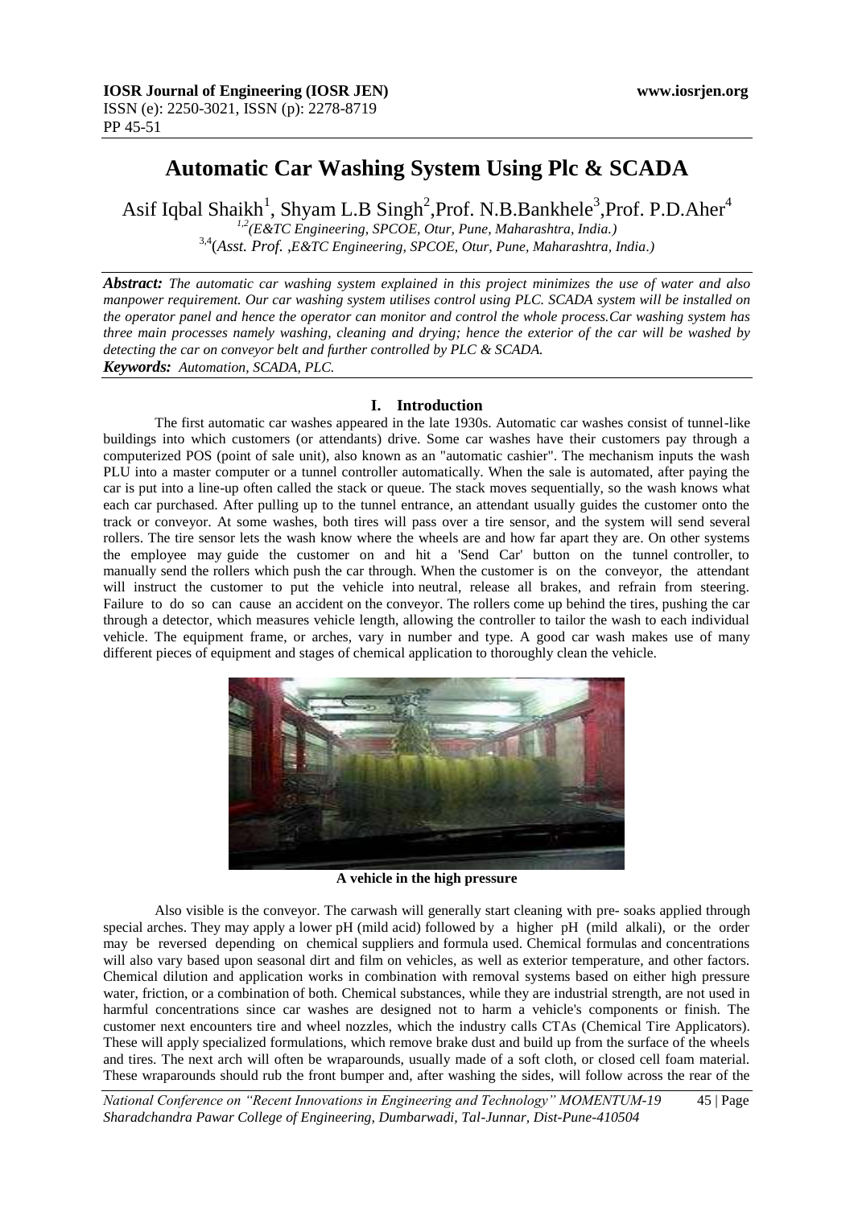# Automatic Car Washing System Using Plc & SCADA

Asif Iqbal Shaikh[1], Shyam L.B Singh[2], Prof. N.B.Bankhele[3], Prof. P.D.Aher[4]

[1,2](E&TC Engineering, SPCOE, Otur, Pune, Maharashtra, India.)
[3,4](Asst. Prof. ,E&TC Engineering, SPCOE, Otur, Pune, Maharashtra, India.)

***Abstract:*** *The automatic car washing system explained in this project minimizes the use of water and also manpower requirement. Our car washing system utilises control using PLC. SCADA system will be installed on the operator panel and hence the operator can monitor and control the whole process. Car washing system has three main processes namely washing, cleaning and drying; hence the exterior of the car will be washed by detecting the car on conveyor belt and further controlled by PLC & SCADA.*

***Keywords:*** *Automation, SCADA, PLC.*

## I. Introduction

The first automatic car washes appeared in the late 1930s. Automatic car washes consist of tunnel-like buildings into which customers (or attendants) drive. Some car washes have their customers pay through a computerized POS (point of sale unit), also known as an "automatic cashier". The mechanism inputs the wash PLU into a master computer or a tunnel controller automatically. When the sale is automated, after paying the car is put into a line-up often called the stack or queue. The stack moves sequentially, so the wash knows what each car purchased. After pulling up to the tunnel entrance, an attendant usually guides the customer onto the track or conveyor. At some washes, both tires will pass over a tire sensor, and the system will send several rollers. The tire sensor lets the wash know where the wheels are and how far apart they are. On other systems the employee may guide the customer on and hit a 'Send Car' button on the tunnel controller, to manually send the rollers which push the car through. When the customer is on the conveyor, the attendant will instruct the customer to put the vehicle into neutral, release all brakes, and refrain from steering. Failure to do so can cause an accident on the conveyor. The rollers come up behind the tires, pushing the car through a detector, which measures vehicle length, allowing the controller to tailor the wash to each individual vehicle. The equipment frame, or arches, vary in number and type. A good car wash makes use of many different pieces of equipment and stages of chemical application to thoroughly clean the vehicle.

**A vehicle in the high pressure**

Also visible is the conveyor. The carwash will generally start cleaning with pre- soaks applied through special arches. They may apply a lower pH (mild acid) followed by a higher pH (mild alkali), or the order may be reversed depending on chemical suppliers and formula used. Chemical formulas and concentrations will also vary based upon seasonal dirt and film on vehicles, as well as exterior temperature, and other factors. Chemical dilution and application works in combination with removal systems based on either high pressure water, friction, or a combination of both. Chemical substances, while they are industrial strength, are not used in harmful concentrations since car washes are designed not to harm a vehicle's components or finish. The customer next encounters tire and wheel nozzles, which the industry calls CTAs (Chemical Tire Applicators). These will apply specialized formulations, which remove brake dust and build up from the surface of the wheels and tires. The next arch will often be wraparounds, usually made of a soft cloth, or closed cell foam material. These wraparounds should rub the front bumper and, after washing the sides, will follow across the rear of the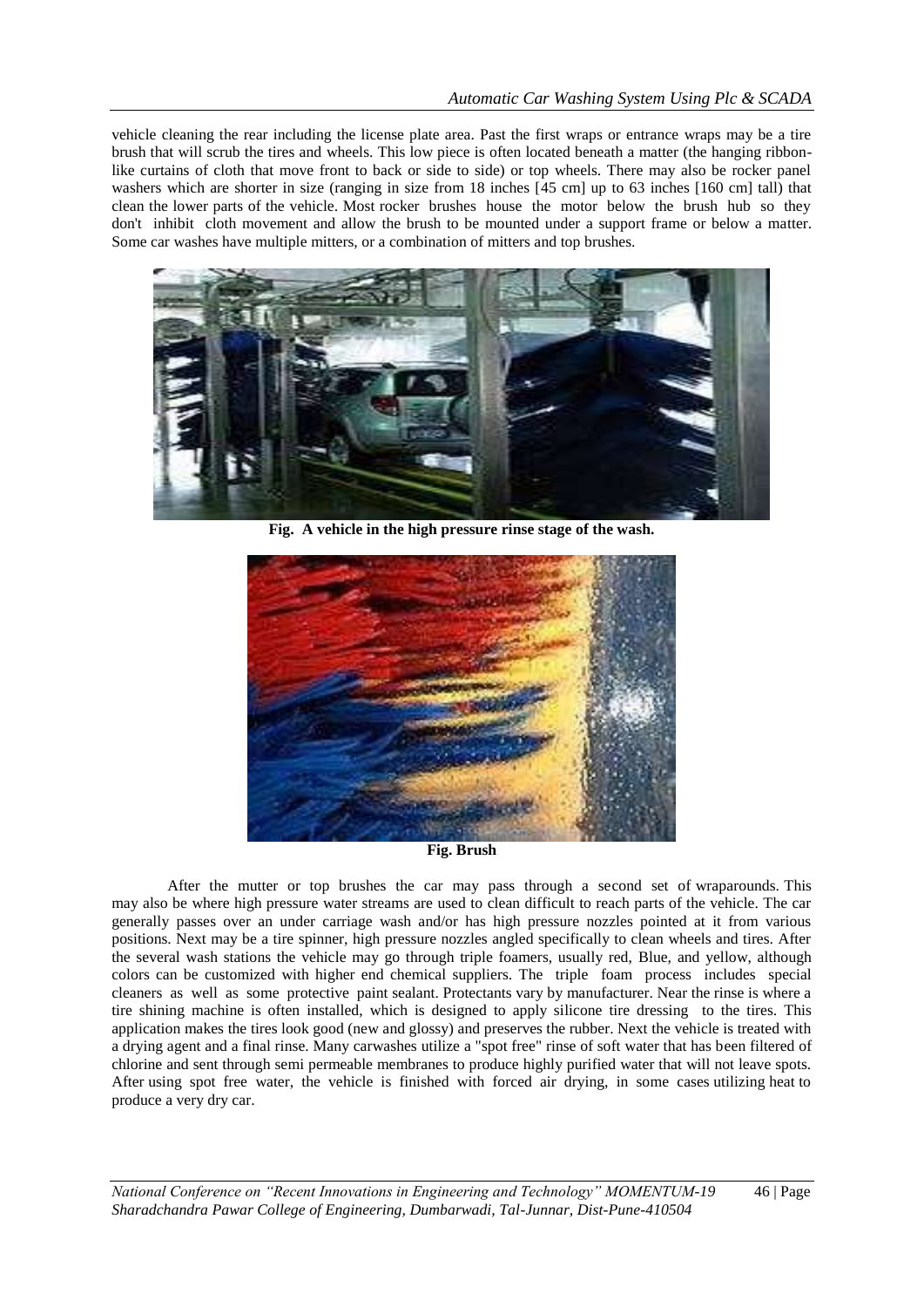vehicle cleaning the rear including the license plate area. Past the first wraps or entrance wraps may be a tire brush that will scrub the tires and wheels. This low piece is often located beneath a matter (the hanging ribbon-like curtains of cloth that move front to back or side to side) or top wheels. There may also be rocker panel washers which are shorter in size (ranging in size from 18 inches [45 cm] up to 63 inches [160 cm] tall) that clean the lower parts of the vehicle. Most rocker brushes house the motor below the brush hub so they don't inhibit cloth movement and allow the brush to be mounted under a support frame or below a matter. Some car washes have multiple mitters, or a combination of mitters and top brushes.

**Fig. A vehicle in the high pressure rinse stage of the wash.**

**Fig. Brush**

After the mutter or top brushes the car may pass through a second set of wraparounds. This may also be where high pressure water streams are used to clean difficult to reach parts of the vehicle. The car generally passes over an under carriage wash and/or has high pressure nozzles pointed at it from various positions. Next may be a tire spinner, high pressure nozzles angled specifically to clean wheels and tires. After the several wash stations the vehicle may go through triple foamers, usually red, Blue, and yellow, although colors can be customized with higher end chemical suppliers. The triple foam process includes special cleaners as well as some protective paint sealant. Protectants vary by manufacturer. Near the rinse is where a tire shining machine is often installed, which is designed to apply silicone tire dressing to the tires. This application makes the tires look good (new and glossy) and preserves the rubber. Next the vehicle is treated with a drying agent and a final rinse. Many carwashes utilize a "spot free" rinse of soft water that has been filtered of chlorine and sent through semi permeable membranes to produce highly purified water that will not leave spots. After using spot free water, the vehicle is finished with forced air drying, in some cases utilizing heat to produce a very dry car.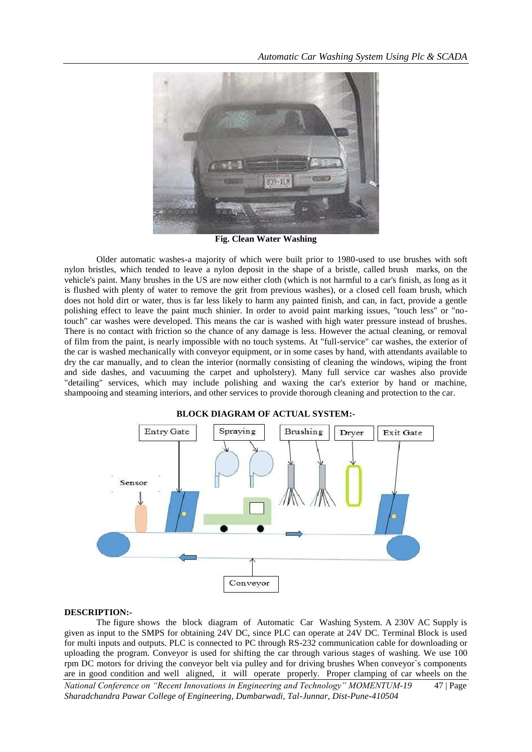Fig. Clean Water Washing

Older automatic washes-a majority of which were built prior to 1980-used to use brushes with soft nylon bristles, which tended to leave a nylon deposit in the shape of a bristle, called brush marks, on the vehicle's paint. Many brushes in the US are now either cloth (which is not harmful to a car's finish, as long as it is flushed with plenty of water to remove the grit from previous washes), or a closed cell foam brush, which does not hold dirt or water, thus is far less likely to harm any painted finish, and can, in fact, provide a gentle polishing effect to leave the paint much shinier. In order to avoid paint marking issues, "touch less" or "no-touch" car washes were developed. This means the car is washed with high water pressure instead of brushes. There is no contact with friction so the chance of any damage is less. However the actual cleaning, or removal of film from the paint, is nearly impossible with no touch systems. At "full-service" car washes, the exterior of the car is washed mechanically with conveyor equipment, or in some cases by hand, with attendants available to dry the car manually, and to clean the interior (normally consisting of cleaning the windows, wiping the front and side dashes, and vacuuming the carpet and upholstery). Many full service car washes also provide "detailing" services, which may include polishing and waxing the car's exterior by hand or machine, shampooing and steaming interiors, and other services to provide thorough cleaning and protection to the car.

**BLOCK DIAGRAM OF ACTUAL SYSTEM:-**

Entry Gate, Spraying, Brushing, Dryer, Exit Gate, Sensor, Conveyor

**DESCRIPTION:-**

The figure shows the block diagram of Automatic Car Washing System. A 230V AC Supply is given as input to the SMPS for obtaining 24V DC, since PLC can operate at 24V DC. Terminal Block is used for multi inputs and outputs. PLC is connected to PC through RS-232 communication cable for downloading or uploading the program. Conveyor is used for shifting the car through various stages of washing. We use 100 rpm DC motors for driving the conveyor belt via pulley and for driving brushes When conveyor`s components are in good condition and well aligned, it will operate properly. Proper clamping of car wheels on the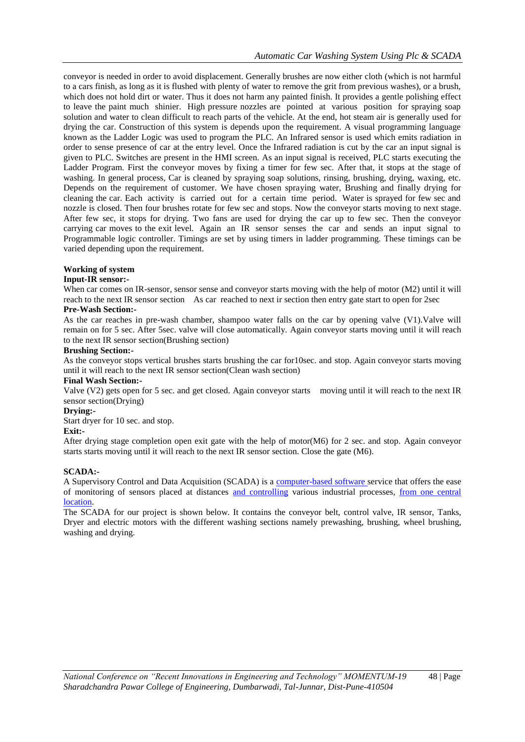conveyor is needed in order to avoid displacement. Generally brushes are now either cloth (which is not harmful to a cars finish, as long as it is flushed with plenty of water to remove the grit from previous washes), or a brush, which does not hold dirt or water. Thus it does not harm any painted finish. It provides a gentle polishing effect to leave the paint much shinier. High pressure nozzles are pointed at various position for spraying soap solution and water to clean difficult to reach parts of the vehicle. At the end, hot steam air is generally used for drying the car. Construction of this system is depends upon the requirement. A visual programming language known as the Ladder Logic was used to program the PLC. An Infrared sensor is used which emits radiation in order to sense presence of car at the entry level. Once the Infrared radiation is cut by the car an input signal is given to PLC. Switches are present in the HMI screen. As an input signal is received, PLC starts executing the Ladder Program. First the conveyor moves by fixing a timer for few sec. After that, it stops at the stage of washing. In general process, Car is cleaned by spraying soap solutions, rinsing, brushing, drying, waxing, etc. Depends on the requirement of customer. We have chosen spraying water, Brushing and finally drying for cleaning the car. Each activity is carried out for a certain time period. Water is sprayed for few sec and nozzle is closed. Then four brushes rotate for few sec and stops. Now the conveyor starts moving to next stage. After few sec, it stops for drying. Two fans are used for drying the car up to few sec. Then the conveyor carrying car moves to the exit level. Again an IR sensor senses the car and sends an input signal to Programmable logic controller. Timings are set by using timers in ladder programming. These timings can be varied depending upon the requirement.

**Working of system**

**Input-IR sensor:-**

When car comes on IR-sensor, sensor sense and conveyor starts moving with the help of motor (M2) until it will reach to the next IR sensor section As car reached to next ir section then entry gate start to open for 2sec

**Pre-Wash Section:-**

As the car reaches in pre-wash chamber, shampoo water falls on the car by opening valve (V1).Valve will remain on for 5 sec. After 5sec. valve will close automatically. Again conveyor starts moving until it will reach to the next IR sensor section(Brushing section)

**Brushing Section:-**

As the conveyor stops vertical brushes starts brushing the car for10sec. and stop. Again conveyor starts moving until it will reach to the next IR sensor section(Clean wash section)

**Final Wash Section:-**

Valve (V2) gets open for 5 sec. and get closed. Again conveyor starts moving until it will reach to the next IR sensor section(Drying)

**Drying:-**

Start dryer for 10 sec. and stop.

**Exit:-**

After drying stage completion open exit gate with the help of motor(M6) for 2 sec. and stop. Again conveyor starts starts moving until it will reach to the next IR sensor section. Close the gate (M6).

**SCADA:-**

A Supervisory Control and Data Acquisition (SCADA) is a computer-based software service that offers the ease of monitoring of sensors placed at distances and controlling various industrial processes, from one central location.

The SCADA for our project is shown below. It contains the conveyor belt, control valve, IR sensor, Tanks, Dryer and electric motors with the different washing sections namely prewashing, brushing, wheel brushing, washing and drying.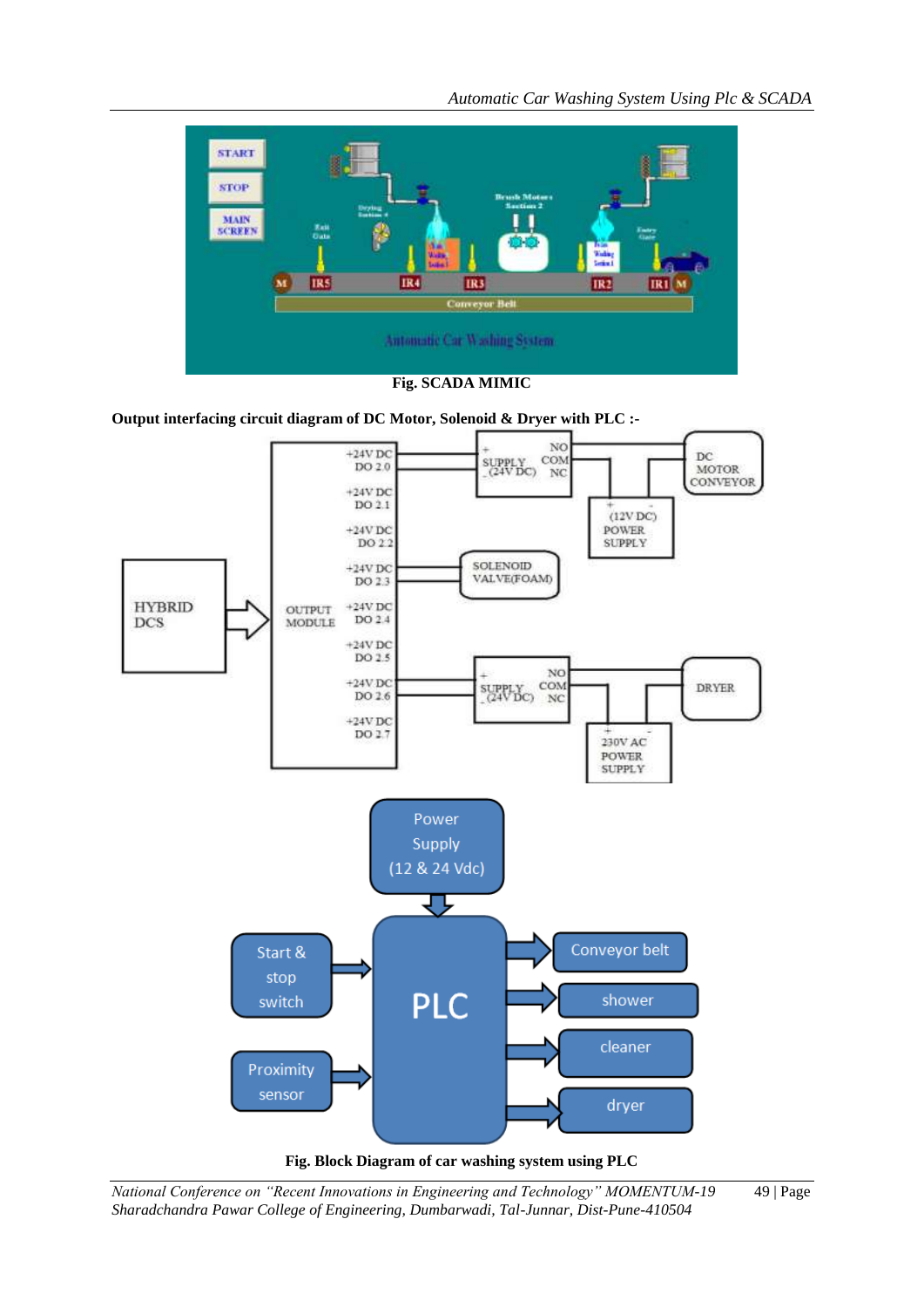Fig. SCADA MIMIC

**Output interfacing circuit diagram of DC Motor, Solenoid & Dryer with PLC :-**

Fig. Block Diagram of car washing system using PLC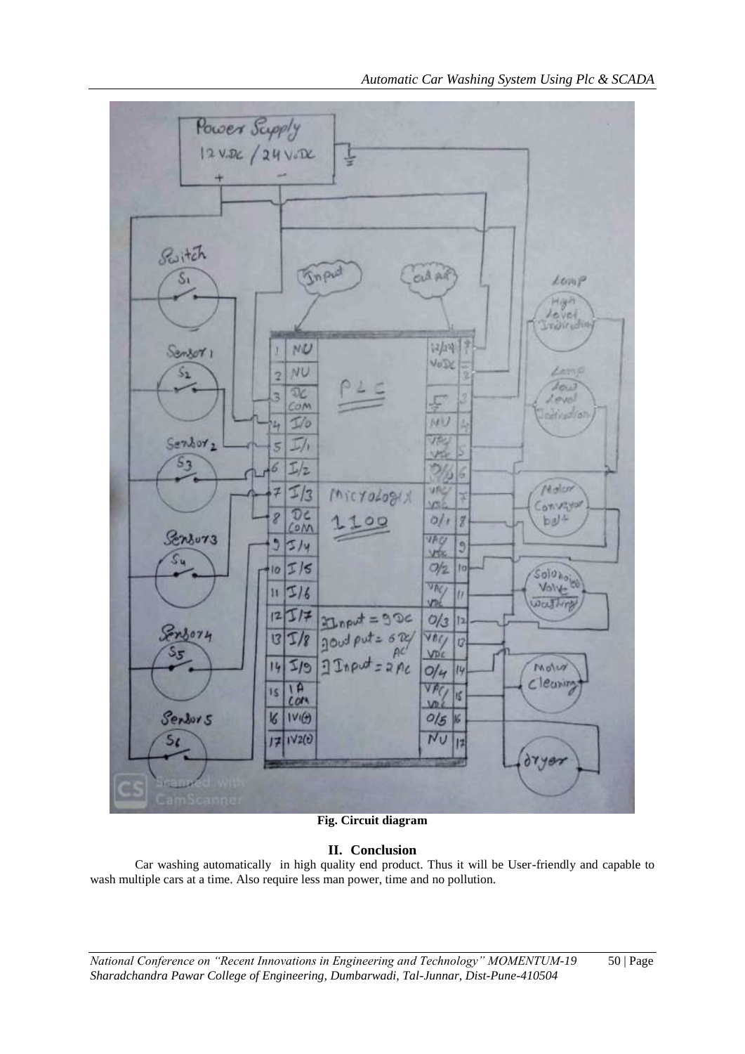**Fig. Circuit diagram**

## II. Conclusion

Car washing automatically in high quality end product. Thus it will be User-friendly and capable to wash multiple cars at a time. Also require less man power, time and no pollution.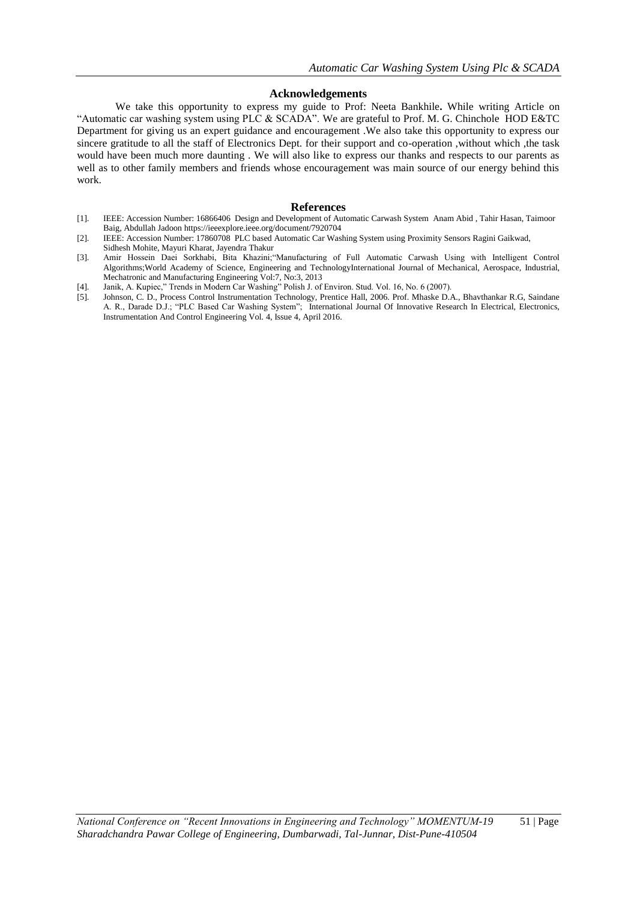## Acknowledgements

We take this opportunity to express my guide to Prof: Neeta Bankhile**.** While writing Article on "Automatic car washing system using PLC & SCADA". We are grateful to Prof. M. G. Chinchole HOD E&TC Department for giving us an expert guidance and encouragement .We also take this opportunity to express our sincere gratitude to all the staff of Electronics Dept. for their support and co-operation ,without which ,the task would have been much more daunting . We will also like to express our thanks and respects to our parents as well as to other family members and friends whose encouragement was main source of our energy behind this work.

## References

[1]. IEEE: Accession Number: 16866406 Design and Development of Automatic Carwash System Anam Abid , Tahir Hasan, Taimoor Baig, Abdullah Jadoon https://ieeexplore.ieee.org/document/7920704

[2]. IEEE: Accession Number: 17860708 PLC based Automatic Car Washing System using Proximity Sensors Ragini Gaikwad, Sidhesh Mohite, Mayuri Kharat, Jayendra Thakur

[3]. Amir Hossein Daei Sorkhabi, Bita Khazini;"Manufacturing of Full Automatic Carwash Using with Intelligent Control Algorithms;World Academy of Science, Engineering and TechnologyInternational Journal of Mechanical, Aerospace, Industrial, Mechatronic and Manufacturing Engineering Vol:7, No:3, 2013

[4]. Janik, A. Kupiec," Trends in Modern Car Washing" Polish J. of Environ. Stud. Vol. 16, No. 6 (2007).

[5]. Johnson, C. D., Process Control Instrumentation Technology, Prentice Hall, 2006. Prof. Mhaske D.A., Bhavthankar R.G, Saindane A. R., Darade D.J.; "PLC Based Car Washing System"; International Journal Of Innovative Research In Electrical, Electronics, Instrumentation And Control Engineering Vol. 4, Issue 4, April 2016.